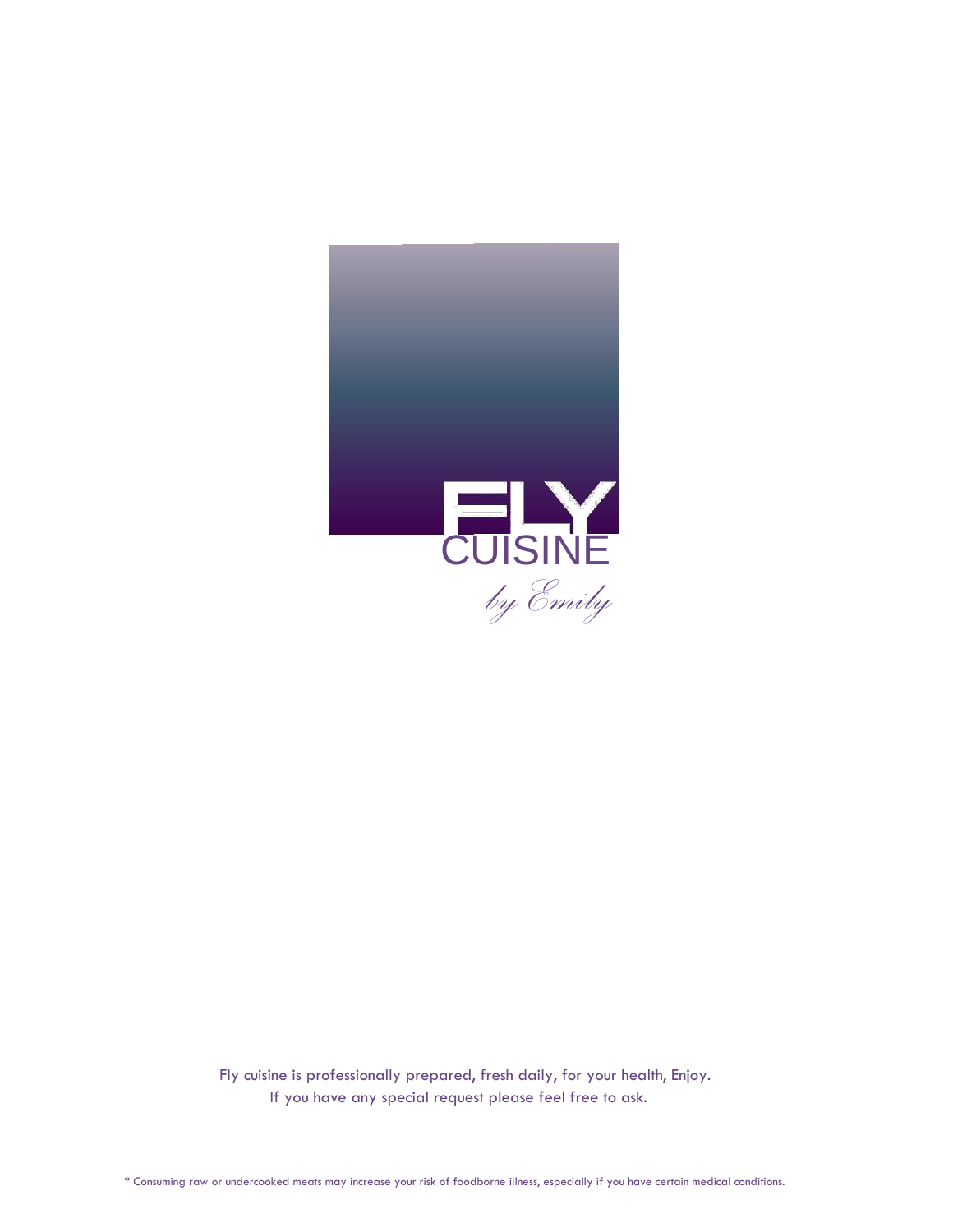# FLY CUISINE

*by Emily*

Fly cuisine is professionally prepared, fresh daily, for your health, Enjoy.
If you have any special request please feel free to ask.

* Consuming raw or undercooked meats may increase your risk of foodborne illness, especially if you have certain medical conditions.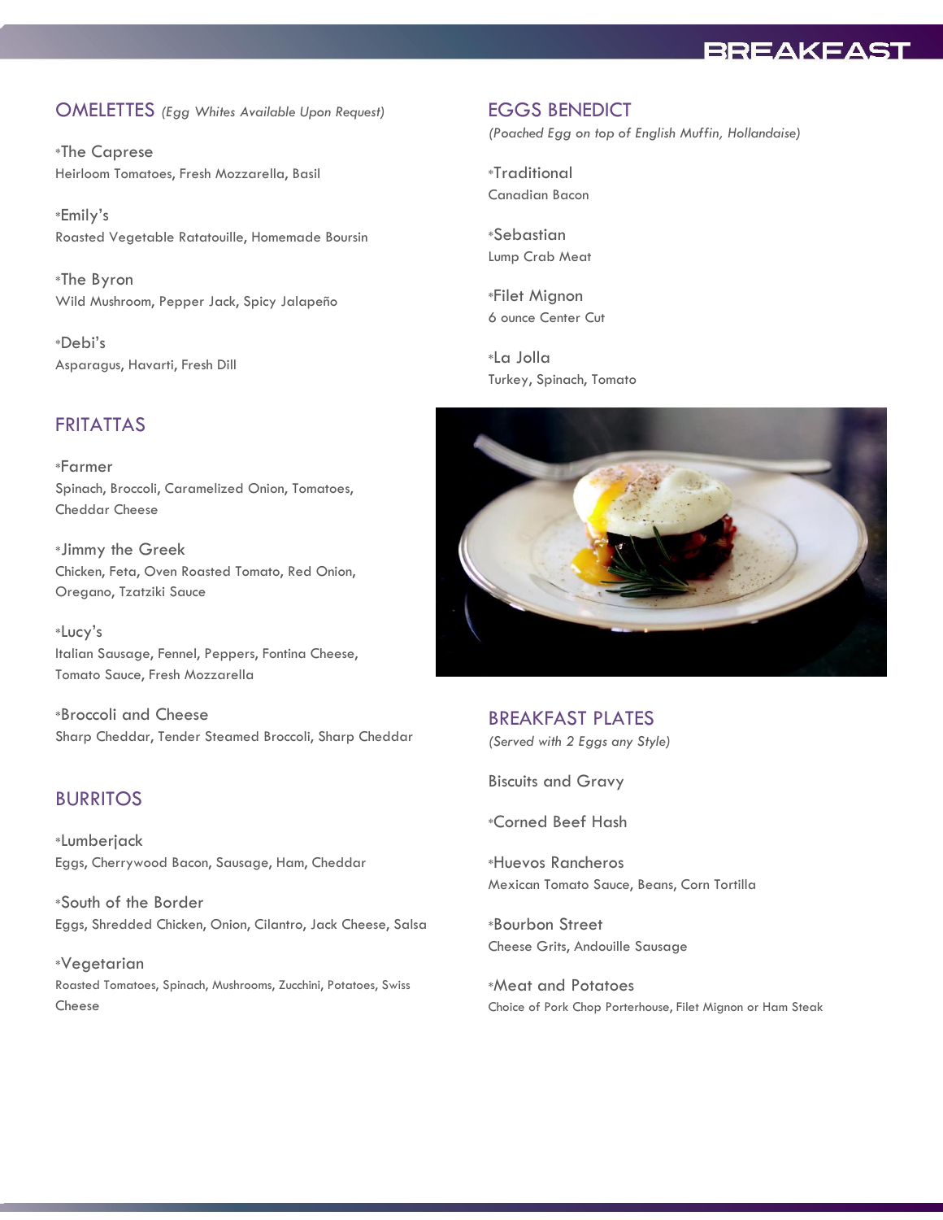# BREAKFAST

## OMELETTES *(Egg Whites Available Upon Request)*

*The Caprese
Heirloom Tomatoes, Fresh Mozzarella, Basil

*Emily's
Roasted Vegetable Ratatouille, Homemade Boursin

*The Byron
Wild Mushroom, Pepper Jack, Spicy Jalapeño

*Debi's
Asparagus, Havarti, Fresh Dill

## FRITATTAS

*Farmer
Spinach, Broccoli, Caramelized Onion, Tomatoes, Cheddar Cheese

*Jimmy the Greek
Chicken, Feta, Oven Roasted Tomato, Red Onion, Oregano, Tzatziki Sauce

*Lucy's
Italian Sausage, Fennel, Peppers, Fontina Cheese, Tomato Sauce, Fresh Mozzarella

*Broccoli and Cheese
Sharp Cheddar, Tender Steamed Broccoli, Sharp Cheddar

## BURRITOS

*Lumberjack
Eggs, Cherrywood Bacon, Sausage, Ham, Cheddar

*South of the Border
Eggs, Shredded Chicken, Onion, Cilantro, Jack Cheese, Salsa

*Vegetarian
Roasted Tomatoes, Spinach, Mushrooms, Zucchini, Potatoes, Swiss Cheese

## EGGS BENEDICT

*(Poached Egg on top of English Muffin, Hollandaise)*

*Traditional
Canadian Bacon

*Sebastian
Lump Crab Meat

*Filet Mignon
6 ounce Center Cut

*La Jolla
Turkey, Spinach, Tomato

## BREAKFAST PLATES

*(Served with 2 Eggs any Style)*

Biscuits and Gravy

*Corned Beef Hash

*Huevos Rancheros
Mexican Tomato Sauce, Beans, Corn Tortilla

*Bourbon Street
Cheese Grits, Andouille Sausage

*Meat and Potatoes
Choice of Pork Chop Porterhouse, Filet Mignon or Ham Steak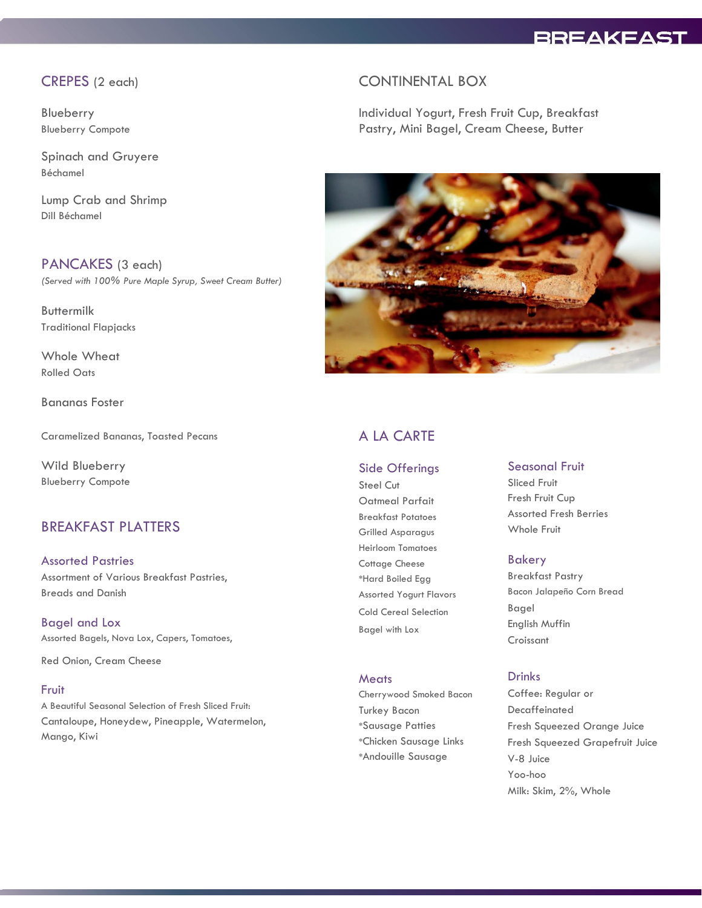# BREAKFAST

## CREPES (2 each)

Blueberry
Blueberry Compote

Spinach and Gruyere
Béchamel

Lump Crab and Shrimp
Dill Béchamel

## PANCAKES (3 each)

*(Served with 100% Pure Maple Syrup, Sweet Cream Butter)*

Buttermilk
Traditional Flapjacks

Whole Wheat
Rolled Oats

Bananas Foster

Caramelized Bananas, Toasted Pecans

Wild Blueberry
Blueberry Compote

## BREAKFAST PLATTERS

### Assorted Pastries

Assortment of Various Breakfast Pastries, Breads and Danish

### Bagel and Lox

Assorted Bagels, Nova Lox, Capers, Tomatoes, Red Onion, Cream Cheese

### Fruit

A Beautiful Seasonal Selection of Fresh Sliced Fruit: Cantaloupe, Honeydew, Pineapple, Watermelon, Mango, Kiwi

## CONTINENTAL BOX

Individual Yogurt, Fresh Fruit Cup, Breakfast Pastry, Mini Bagel, Cream Cheese, Butter

## A LA CARTE

### Side Offerings

Steel Cut
Oatmeal Parfait
Breakfast Potatoes
Grilled Asparagus
Heirloom Tomatoes
Cottage Cheese
*Hard Boiled Egg
Assorted Yogurt Flavors
Cold Cereal Selection
Bagel with Lox

### Meats

Cherrywood Smoked Bacon
Turkey Bacon
*Sausage Patties
*Chicken Sausage Links
*Andouille Sausage

### Seasonal Fruit

Sliced Fruit
Fresh Fruit Cup
Assorted Fresh Berries
Whole Fruit

### Bakery

Breakfast Pastry
Bacon Jalapeño Corn Bread
Bagel
English Muffin
Croissant

### Drinks

Coffee: Regular or Decaffeinated
Fresh Squeezed Orange Juice
Fresh Squeezed Grapefruit Juice
V-8 Juice
Yoo-hoo
Milk: Skim, 2%, Whole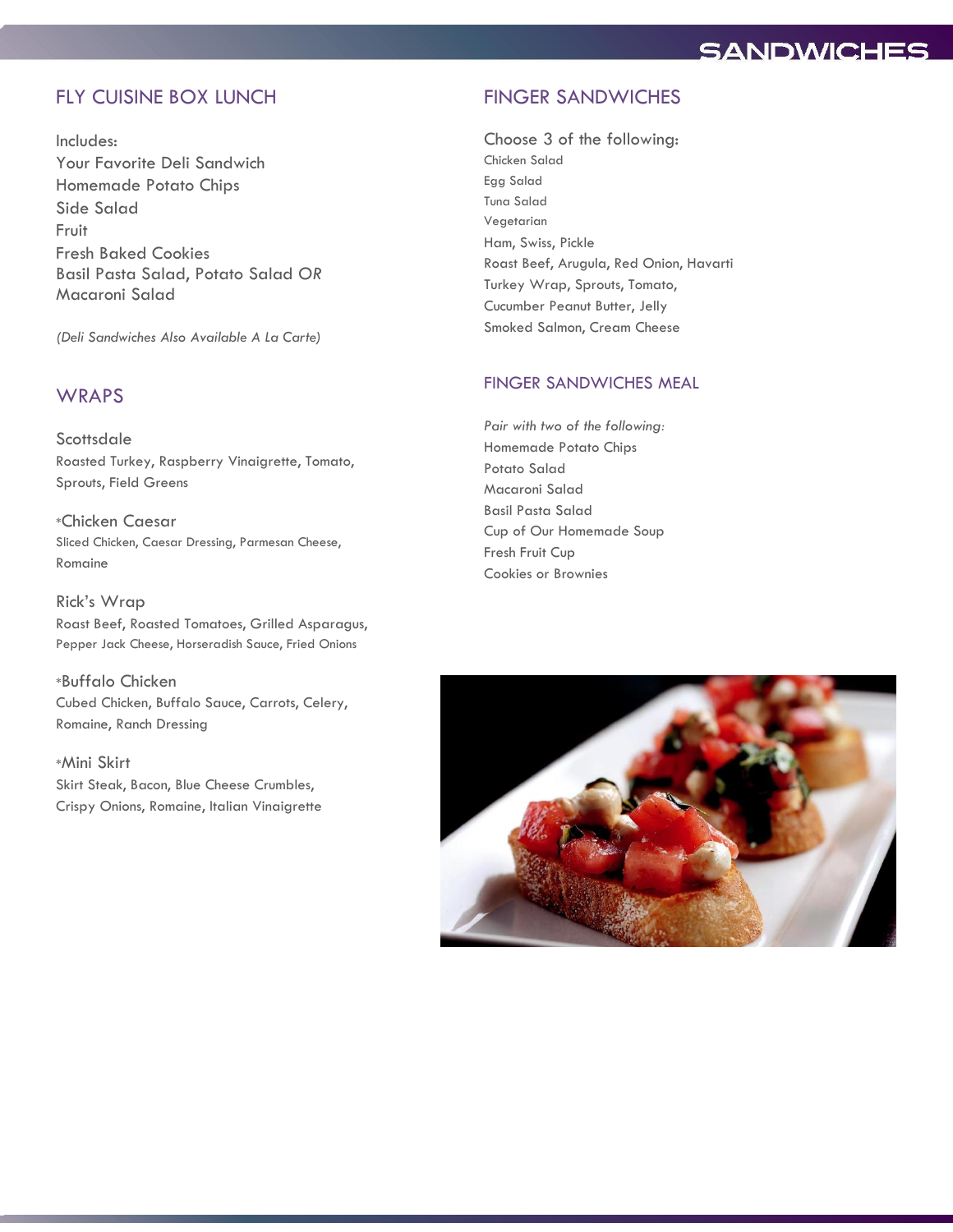# SANDWICHES

## FLY CUISINE BOX LUNCH

Includes:
Your Favorite Deli Sandwich
Homemade Potato Chips
Side Salad
Fruit
Fresh Baked Cookies
Basil Pasta Salad, Potato Salad *OR* Macaroni Salad

*(Deli Sandwiches Also Available A La Carte)*

## WRAPS

**Scottsdale**
Roasted Turkey, Raspberry Vinaigrette, Tomato, Sprouts, Field Greens

***Chicken Caesar**
Sliced Chicken, Caesar Dressing, Parmesan Cheese, Romaine

**Rick's Wrap**
Roast Beef, Roasted Tomatoes, Grilled Asparagus, Pepper Jack Cheese, Horseradish Sauce, Fried Onions

***Buffalo Chicken**
Cubed Chicken, Buffalo Sauce, Carrots, Celery, Romaine, Ranch Dressing

***Mini Skirt**
Skirt Steak, Bacon, Blue Cheese Crumbles, Crispy Onions, Romaine, Italian Vinaigrette

## FINGER SANDWICHES

Choose 3 of the following:
Chicken Salad
Egg Salad
Tuna Salad
Vegetarian
Ham, Swiss, Pickle
Roast Beef, Arugula, Red Onion, Havarti
Turkey Wrap, Sprouts, Tomato,
Cucumber Peanut Butter, Jelly
Smoked Salmon, Cream Cheese

## FINGER SANDWICHES MEAL

*Pair with two of the following:*
Homemade Potato Chips
Potato Salad
Macaroni Salad
Basil Pasta Salad
Cup of Our Homemade Soup
Fresh Fruit Cup
Cookies or Brownies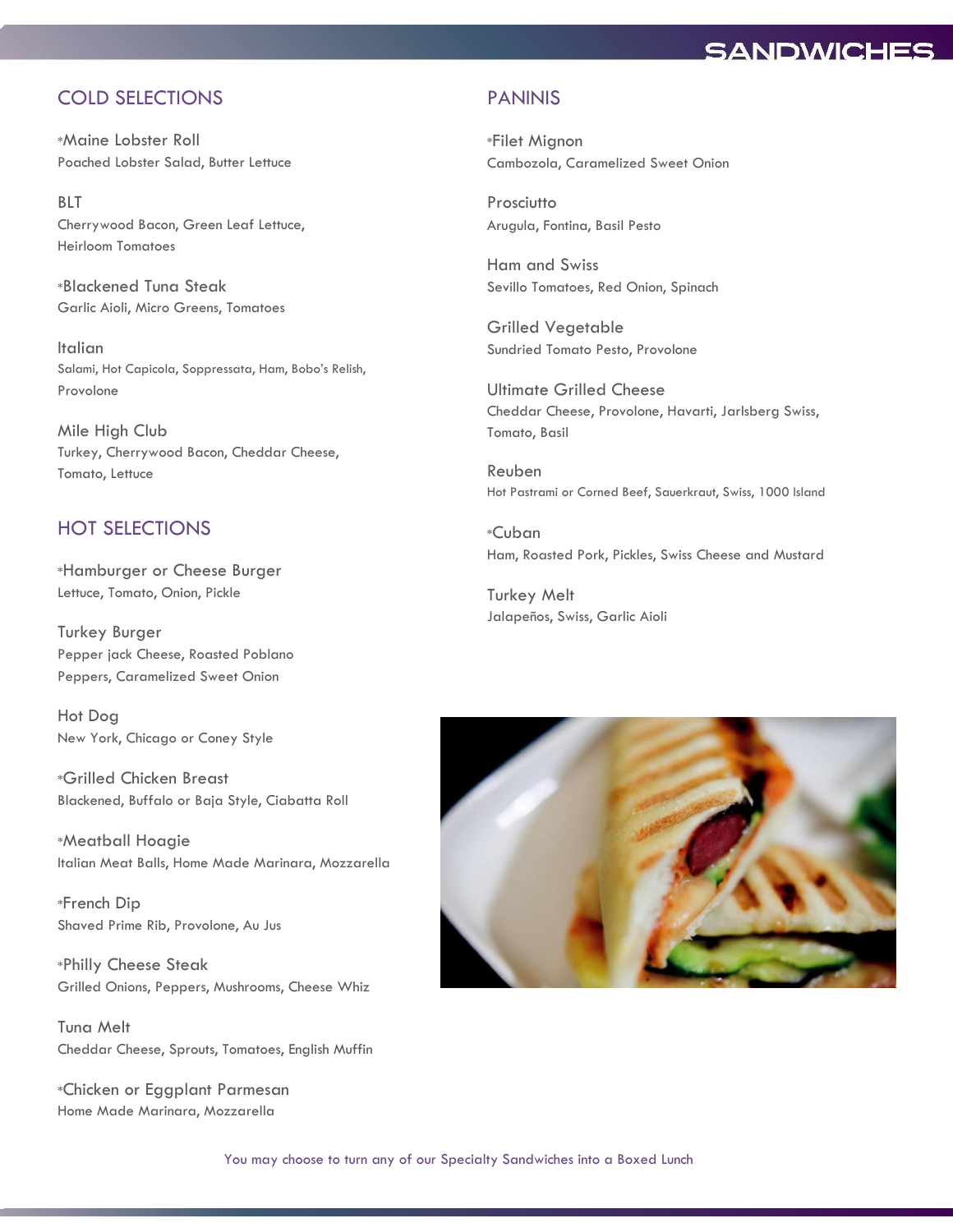# SANDWICHES

## COLD SELECTIONS

*Maine Lobster Roll
Poached Lobster Salad, Butter Lettuce

BLT
Cherrywood Bacon, Green Leaf Lettuce, Heirloom Tomatoes

*Blackened Tuna Steak
Garlic Aioli, Micro Greens, Tomatoes

Italian
Salami, Hot Capicola, Soppressata, Ham, Bobo's Relish, Provolone

Mile High Club
Turkey, Cherrywood Bacon, Cheddar Cheese, Tomato, Lettuce

## HOT SELECTIONS

*Hamburger or Cheese Burger
Lettuce, Tomato, Onion, Pickle

Turkey Burger
Pepper jack Cheese, Roasted Poblano Peppers, Caramelized Sweet Onion

Hot Dog
New York, Chicago or Coney Style

*Grilled Chicken Breast
Blackened, Buffalo or Baja Style, Ciabatta Roll

*Meatball Hoagie
Italian Meat Balls, Home Made Marinara, Mozzarella

*French Dip
Shaved Prime Rib, Provolone, Au Jus

*Philly Cheese Steak
Grilled Onions, Peppers, Mushrooms, Cheese Whiz

Tuna Melt
Cheddar Cheese, Sprouts, Tomatoes, English Muffin

*Chicken or Eggplant Parmesan
Home Made Marinara, Mozzarella

## PANINIS

*Filet Mignon
Cambozola, Caramelized Sweet Onion

Prosciutto
Arugula, Fontina, Basil Pesto

Ham and Swiss
Sevillo Tomatoes, Red Onion, Spinach

Grilled Vegetable
Sundried Tomato Pesto, Provolone

Ultimate Grilled Cheese
Cheddar Cheese, Provolone, Havarti, Jarlsberg Swiss, Tomato, Basil

Reuben
Hot Pastrami or Corned Beef, Sauerkraut, Swiss, 1000 Island

*Cuban
Ham, Roasted Pork, Pickles, Swiss Cheese and Mustard

Turkey Melt
Jalapeños, Swiss, Garlic Aioli

You may choose to turn any of our Specialty Sandwiches into a Boxed Lunch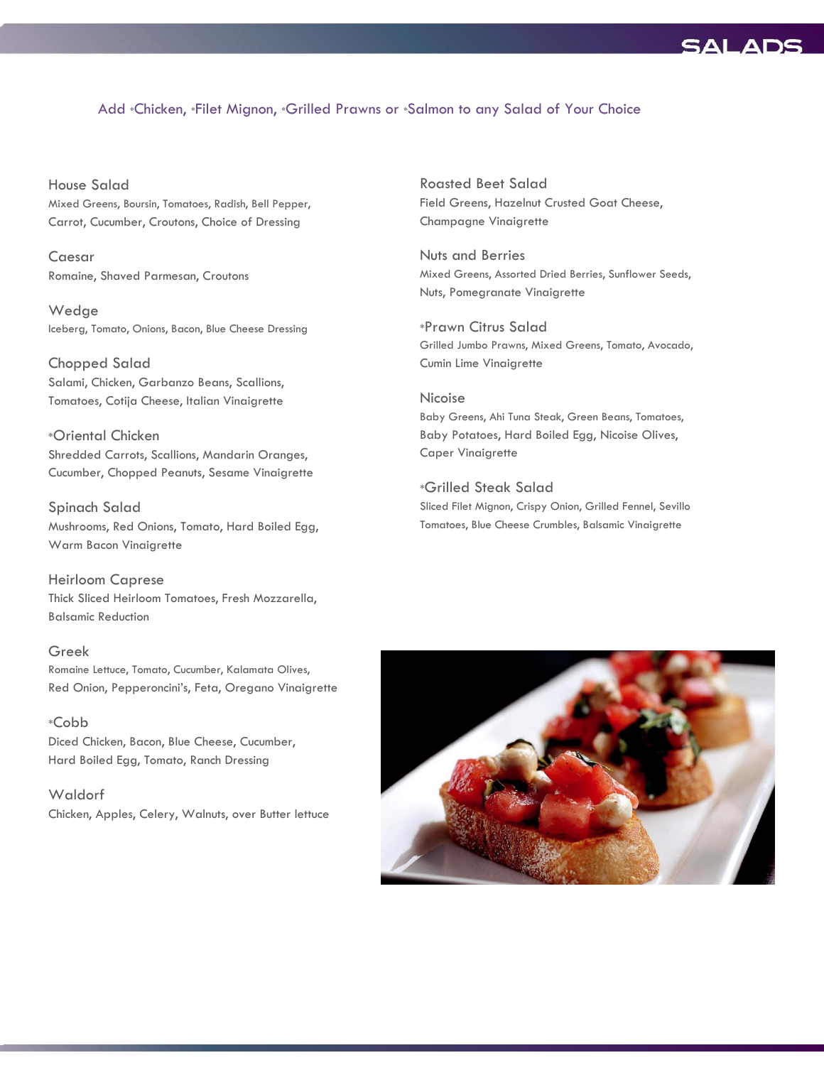# SALADS

Add *Chicken, *Filet Mignon, *Grilled Prawns or *Salmon to any Salad of Your Choice

### House Salad
Mixed Greens, Boursin, Tomatoes, Radish, Bell Pepper, Carrot, Cucumber, Croutons, Choice of Dressing

### Caesar
Romaine, Shaved Parmesan, Croutons

### Wedge
Iceberg, Tomato, Onions, Bacon, Blue Cheese Dressing

### Chopped Salad
Salami, Chicken, Garbanzo Beans, Scallions, Tomatoes, Cotija Cheese, Italian Vinaigrette

### *Oriental Chicken
Shredded Carrots, Scallions, Mandarin Oranges, Cucumber, Chopped Peanuts, Sesame Vinaigrette

### Spinach Salad
Mushrooms, Red Onions, Tomato, Hard Boiled Egg, Warm Bacon Vinaigrette

### Heirloom Caprese
Thick Sliced Heirloom Tomatoes, Fresh Mozzarella, Balsamic Reduction

### Greek
Romaine Lettuce, Tomato, Cucumber, Kalamata Olives, Red Onion, Pepperoncini's, Feta, Oregano Vinaigrette

### *Cobb
Diced Chicken, Bacon, Blue Cheese, Cucumber, Hard Boiled Egg, Tomato, Ranch Dressing

### Waldorf
Chicken, Apples, Celery, Walnuts, over Butter lettuce

### Roasted Beet Salad
Field Greens, Hazelnut Crusted Goat Cheese, Champagne Vinaigrette

### Nuts and Berries
Mixed Greens, Assorted Dried Berries, Sunflower Seeds, Nuts, Pomegranate Vinaigrette

### *Prawn Citrus Salad
Grilled Jumbo Prawns, Mixed Greens, Tomato, Avocado, Cumin Lime Vinaigrette

### Nicoise
Baby Greens, Ahi Tuna Steak, Green Beans, Tomatoes, Baby Potatoes, Hard Boiled Egg, Nicoise Olives, Caper Vinaigrette

### *Grilled Steak Salad
Sliced Filet Mignon, Crispy Onion, Grilled Fennel, Sevillo Tomatoes, Blue Cheese Crumbles, Balsamic Vinaigrette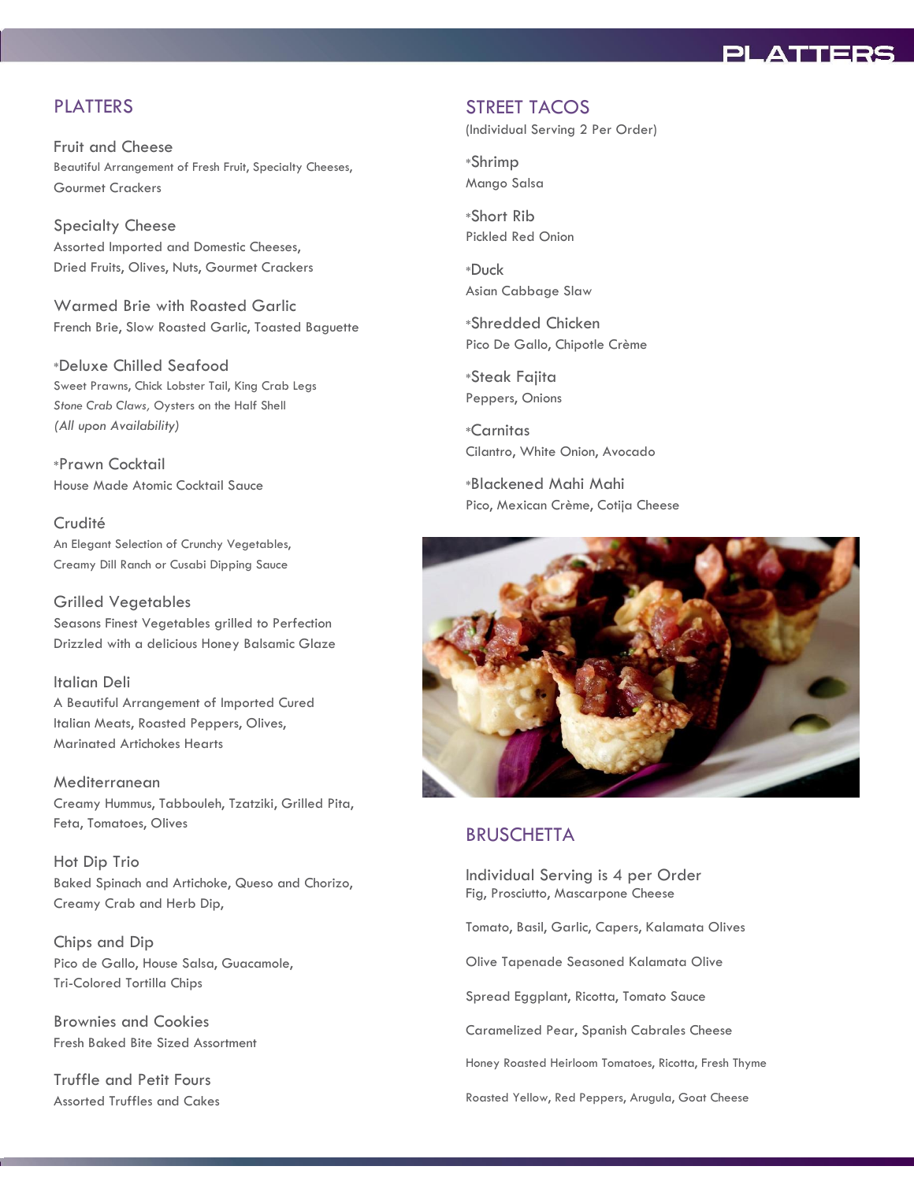## PLATTERS

### Fruit and Cheese
Beautiful Arrangement of Fresh Fruit, Specialty Cheeses, Gourmet Crackers

### Specialty Cheese
Assorted Imported and Domestic Cheeses, Dried Fruits, Olives, Nuts, Gourmet Crackers

### Warmed Brie with Roasted Garlic
French Brie, Slow Roasted Garlic, Toasted Baguette

### *Deluxe Chilled Seafood
Sweet Prawns, Chick Lobster Tail, King Crab Legs
*Stone Crab Claws,* Oysters on the Half Shell
*(All upon Availability)*

### *Prawn Cocktail
House Made Atomic Cocktail Sauce

### Crudité
An Elegant Selection of Crunchy Vegetables, Creamy Dill Ranch or Cusabi Dipping Sauce

### Grilled Vegetables
Seasons Finest Vegetables grilled to Perfection Drizzled with a delicious Honey Balsamic Glaze

### Italian Deli
A Beautiful Arrangement of Imported Cured Italian Meats, Roasted Peppers, Olives, Marinated Artichokes Hearts

### Mediterranean
Creamy Hummus, Tabbouleh, Tzatziki, Grilled Pita, Feta, Tomatoes, Olives

### Hot Dip Trio
Baked Spinach and Artichoke, Queso and Chorizo, Creamy Crab and Herb Dip,

### Chips and Dip
Pico de Gallo, House Salsa, Guacamole, Tri-Colored Tortilla Chips

### Brownies and Cookies
Fresh Baked Bite Sized Assortment

### Truffle and Petit Fours
Assorted Truffles and Cakes

## STREET TACOS
(Individual Serving 2 Per Order)

### *Shrimp
Mango Salsa

### *Short Rib
Pickled Red Onion

### *Duck
Asian Cabbage Slaw

### *Shredded Chicken
Pico De Gallo, Chipotle Crème

### *Steak Fajita
Peppers, Onions

### *Carnitas
Cilantro, White Onion, Avocado

### *Blackened Mahi Mahi
Pico, Mexican Crème, Cotija Cheese

## BRUSCHETTA

### Individual Serving is 4 per Order
Fig, Prosciutto, Mascarpone Cheese

Tomato, Basil, Garlic, Capers, Kalamata Olives

Olive Tapenade Seasoned Kalamata Olive

Spread Eggplant, Ricotta, Tomato Sauce

Caramelized Pear, Spanish Cabrales Cheese

Honey Roasted Heirloom Tomatoes, Ricotta, Fresh Thyme

Roasted Yellow, Red Peppers, Arugula, Goat Cheese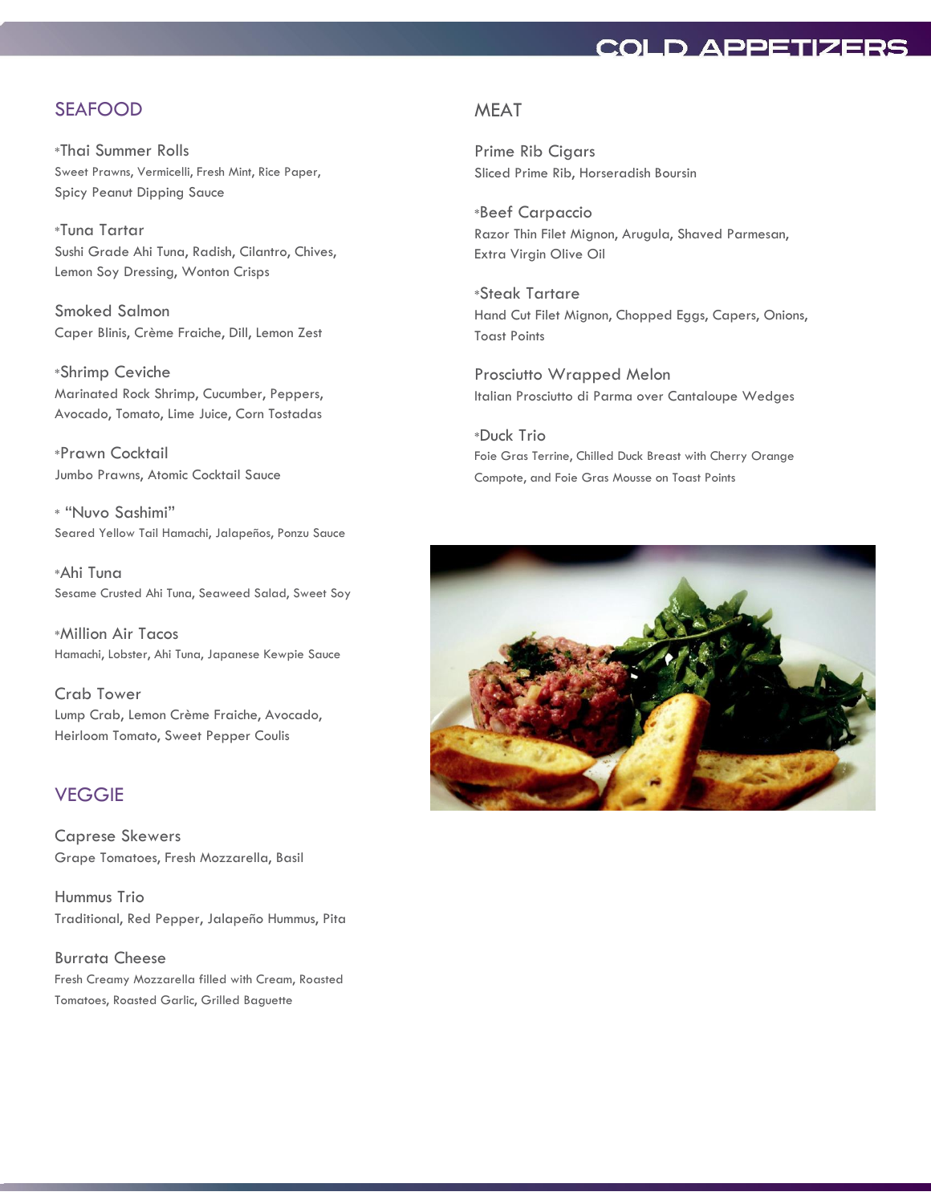# COLD APPETIZERS

## SEAFOOD

*Thai Summer Rolls
Sweet Prawns, Vermicelli, Fresh Mint, Rice Paper, Spicy Peanut Dipping Sauce

*Tuna Tartar
Sushi Grade Ahi Tuna, Radish, Cilantro, Chives, Lemon Soy Dressing, Wonton Crisps

Smoked Salmon
Caper Blinis, Crème Fraiche, Dill, Lemon Zest

*Shrimp Ceviche
Marinated Rock Shrimp, Cucumber, Peppers, Avocado, Tomato, Lime Juice, Corn Tostadas

*Prawn Cocktail
Jumbo Prawns, Atomic Cocktail Sauce

* "Nuvo Sashimi"
Seared Yellow Tail Hamachi, Jalapeños, Ponzu Sauce

*Ahi Tuna
Sesame Crusted Ahi Tuna, Seaweed Salad, Sweet Soy

*Million Air Tacos
Hamachi, Lobster, Ahi Tuna, Japanese Kewpie Sauce

Crab Tower
Lump Crab, Lemon Crème Fraiche, Avocado, Heirloom Tomato, Sweet Pepper Coulis

## VEGGIE

Caprese Skewers
Grape Tomatoes, Fresh Mozzarella, Basil

Hummus Trio
Traditional, Red Pepper, Jalapeño Hummus, Pita

Burrata Cheese
Fresh Creamy Mozzarella filled with Cream, Roasted Tomatoes, Roasted Garlic, Grilled Baguette

## MEAT

Prime Rib Cigars
Sliced Prime Rib, Horseradish Boursin

*Beef Carpaccio
Razor Thin Filet Mignon, Arugula, Shaved Parmesan, Extra Virgin Olive Oil

*Steak Tartare
Hand Cut Filet Mignon, Chopped Eggs, Capers, Onions, Toast Points

Prosciutto Wrapped Melon
Italian Prosciutto di Parma over Cantaloupe Wedges

*Duck Trio
Foie Gras Terrine, Chilled Duck Breast with Cherry Orange Compote, and Foie Gras Mousse on Toast Points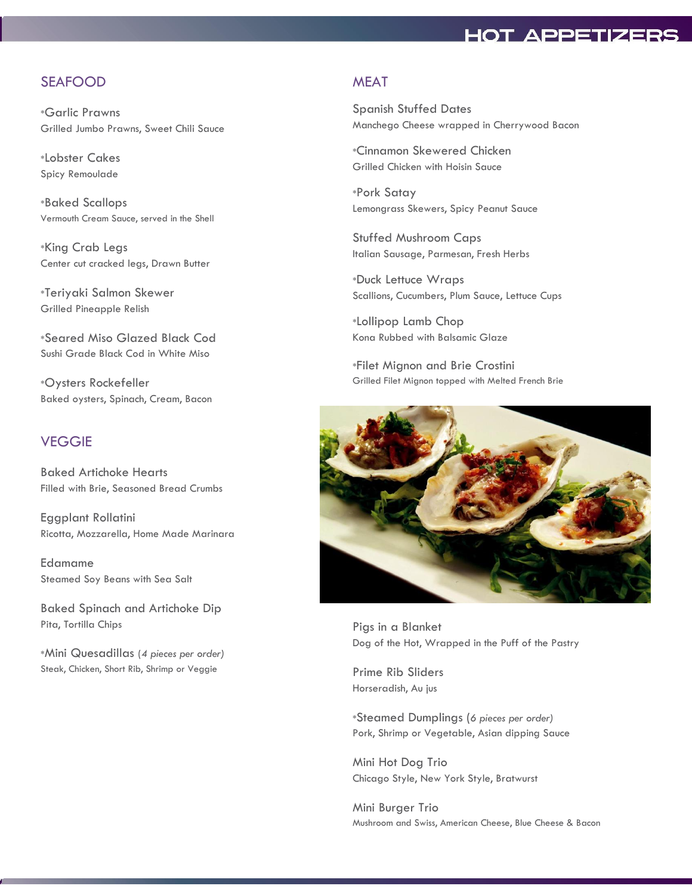# HOT APPETIZERS

## SEAFOOD

*Garlic Prawns
Grilled Jumbo Prawns, Sweet Chili Sauce

*Lobster Cakes
Spicy Remoulade

*Baked Scallops
Vermouth Cream Sauce, served in the Shell

*King Crab Legs
Center cut cracked legs, Drawn Butter

*Teriyaki Salmon Skewer
Grilled Pineapple Relish

*Seared Miso Glazed Black Cod
Sushi Grade Black Cod in White Miso

*Oysters Rockefeller
Baked oysters, Spinach, Cream, Bacon

## VEGGIE

Baked Artichoke Hearts
Filled with Brie, Seasoned Bread Crumbs

Eggplant Rollatini
Ricotta, Mozzarella, Home Made Marinara

Edamame
Steamed Soy Beans with Sea Salt

Baked Spinach and Artichoke Dip
Pita, Tortilla Chips

*Mini Quesadillas (*4 pieces per order*)
Steak, Chicken, Short Rib, Shrimp or Veggie

## MEAT

Spanish Stuffed Dates
Manchego Cheese wrapped in Cherrywood Bacon

*Cinnamon Skewered Chicken
Grilled Chicken with Hoisin Sauce

*Pork Satay
Lemongrass Skewers, Spicy Peanut Sauce

Stuffed Mushroom Caps
Italian Sausage, Parmesan, Fresh Herbs

*Duck Lettuce Wraps
Scallions, Cucumbers, Plum Sauce, Lettuce Cups

*Lollipop Lamb Chop
Kona Rubbed with Balsamic Glaze

*Filet Mignon and Brie Crostini
Grilled Filet Mignon topped with Melted French Brie

Pigs in a Blanket
Dog of the Hot, Wrapped in the Puff of the Pastry

Prime Rib Sliders
Horseradish, Au jus

*Steamed Dumplings (*6 pieces per order*)
Pork, Shrimp or Vegetable, Asian dipping Sauce

Mini Hot Dog Trio
Chicago Style, New York Style, Bratwurst

Mini Burger Trio
Mushroom and Swiss, American Cheese, Blue Cheese & Bacon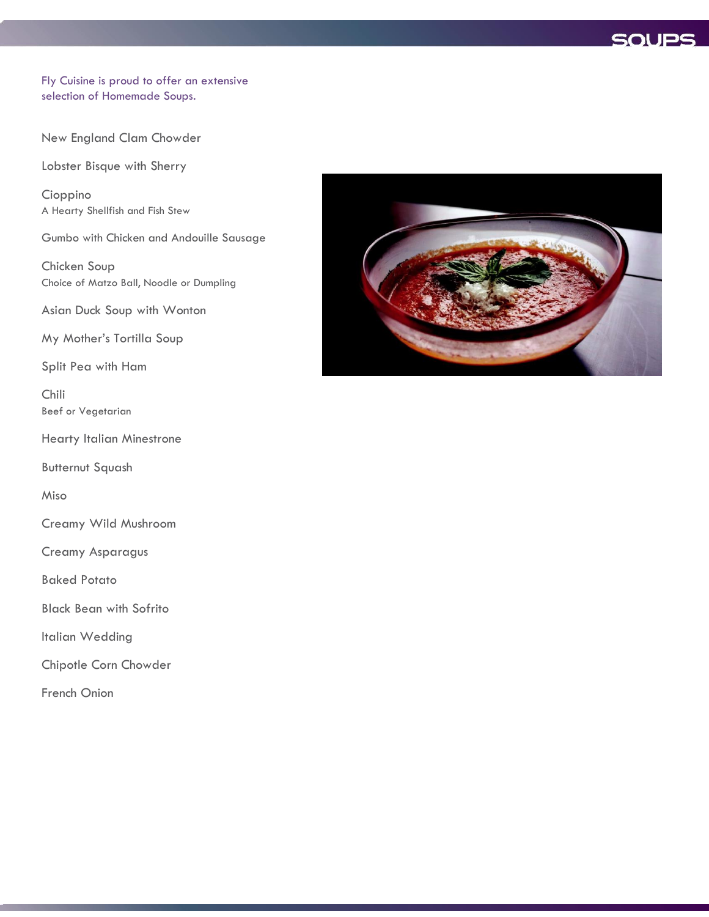# SOUPS

Fly Cuisine is proud to offer an extensive selection of Homemade Soups.

New England Clam Chowder

Lobster Bisque with Sherry

Cioppino
A Hearty Shellfish and Fish Stew

Gumbo with Chicken and Andouille Sausage

Chicken Soup
Choice of Matzo Ball, Noodle or Dumpling

Asian Duck Soup with Wonton

My Mother's Tortilla Soup

Split Pea with Ham

Chili
Beef or Vegetarian

Hearty Italian Minestrone

Butternut Squash

Miso

Creamy Wild Mushroom

Creamy Asparagus

Baked Potato

Black Bean with Sofrito

Italian Wedding

Chipotle Corn Chowder

French Onion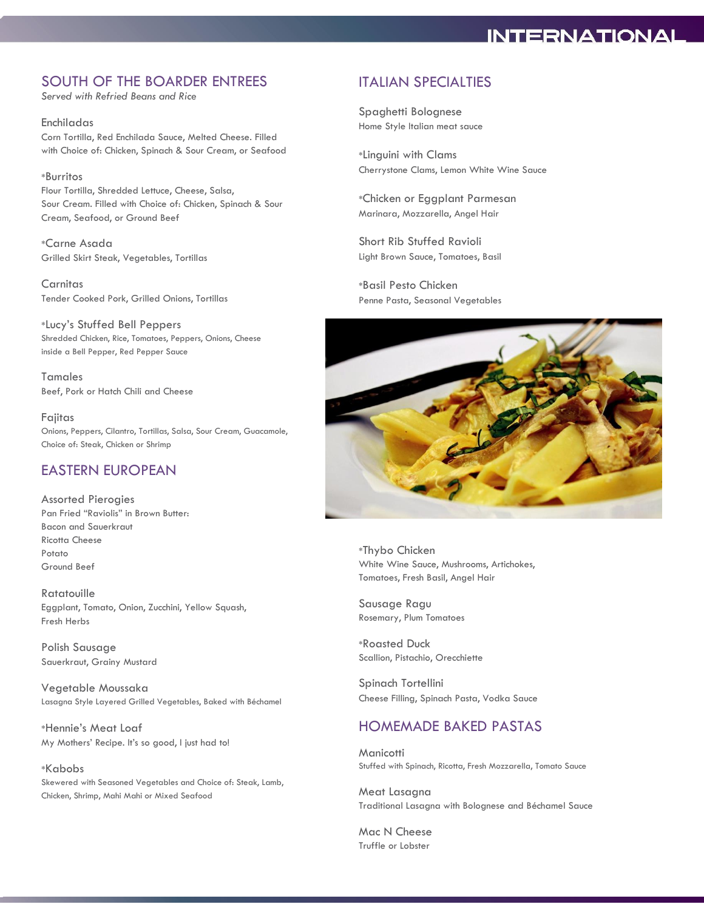# INTERNATIONAL

## SOUTH OF THE BOARDER ENTREES

*Served with Refried Beans and Rice*

### Enchiladas
Corn Tortilla, Red Enchilada Sauce, Melted Cheese. Filled with Choice of: Chicken, Spinach & Sour Cream, or Seafood

### *Burritos
Flour Tortilla, Shredded Lettuce, Cheese, Salsa, Sour Cream. Filled with Choice of: Chicken, Spinach & Sour Cream, Seafood, or Ground Beef

### *Carne Asada
Grilled Skirt Steak, Vegetables, Tortillas

### Carnitas
Tender Cooked Pork, Grilled Onions, Tortillas

### *Lucy's Stuffed Bell Peppers
Shredded Chicken, Rice, Tomatoes, Peppers, Onions, Cheese inside a Bell Pepper, Red Pepper Sauce

### Tamales
Beef, Pork or Hatch Chili and Cheese

### Fajitas
Onions, Peppers, Cilantro, Tortillas, Salsa, Sour Cream, Guacamole, Choice of: Steak, Chicken or Shrimp

## EASTERN EUROPEAN

### Assorted Pierogies
Pan Fried "Raviolis" in Brown Butter:
Bacon and Sauerkraut
Ricotta Cheese
Potato
Ground Beef

### Ratatouille
Eggplant, Tomato, Onion, Zucchini, Yellow Squash, Fresh Herbs

### Polish Sausage
Sauerkraut, Grainy Mustard

### Vegetable Moussaka
Lasagna Style Layered Grilled Vegetables, Baked with Béchamel

### *Hennie's Meat Loaf
My Mothers' Recipe. It's so good, I just had to!

### *Kabobs
Skewered with Seasoned Vegetables and Choice of: Steak, Lamb, Chicken, Shrimp, Mahi Mahi or Mixed Seafood

## ITALIAN SPECIALTIES

### Spaghetti Bolognese
Home Style Italian meat sauce

### *Linguini with Clams
Cherrystone Clams, Lemon White Wine Sauce

### *Chicken or Eggplant Parmesan
Marinara, Mozzarella, Angel Hair

### Short Rib Stuffed Ravioli
Light Brown Sauce, Tomatoes, Basil

### *Basil Pesto Chicken
Penne Pasta, Seasonal Vegetables

### *Thybo Chicken
White Wine Sauce, Mushrooms, Artichokes, Tomatoes, Fresh Basil, Angel Hair

### Sausage Ragu
Rosemary, Plum Tomatoes

### *Roasted Duck
Scallion, Pistachio, Orecchiette

### Spinach Tortellini
Cheese Filling, Spinach Pasta, Vodka Sauce

## HOMEMADE BAKED PASTAS

### Manicotti
Stuffed with Spinach, Ricotta, Fresh Mozzarella, Tomato Sauce

### Meat Lasagna
Traditional Lasagna with Bolognese and Béchamel Sauce

### Mac N Cheese
Truffle or Lobster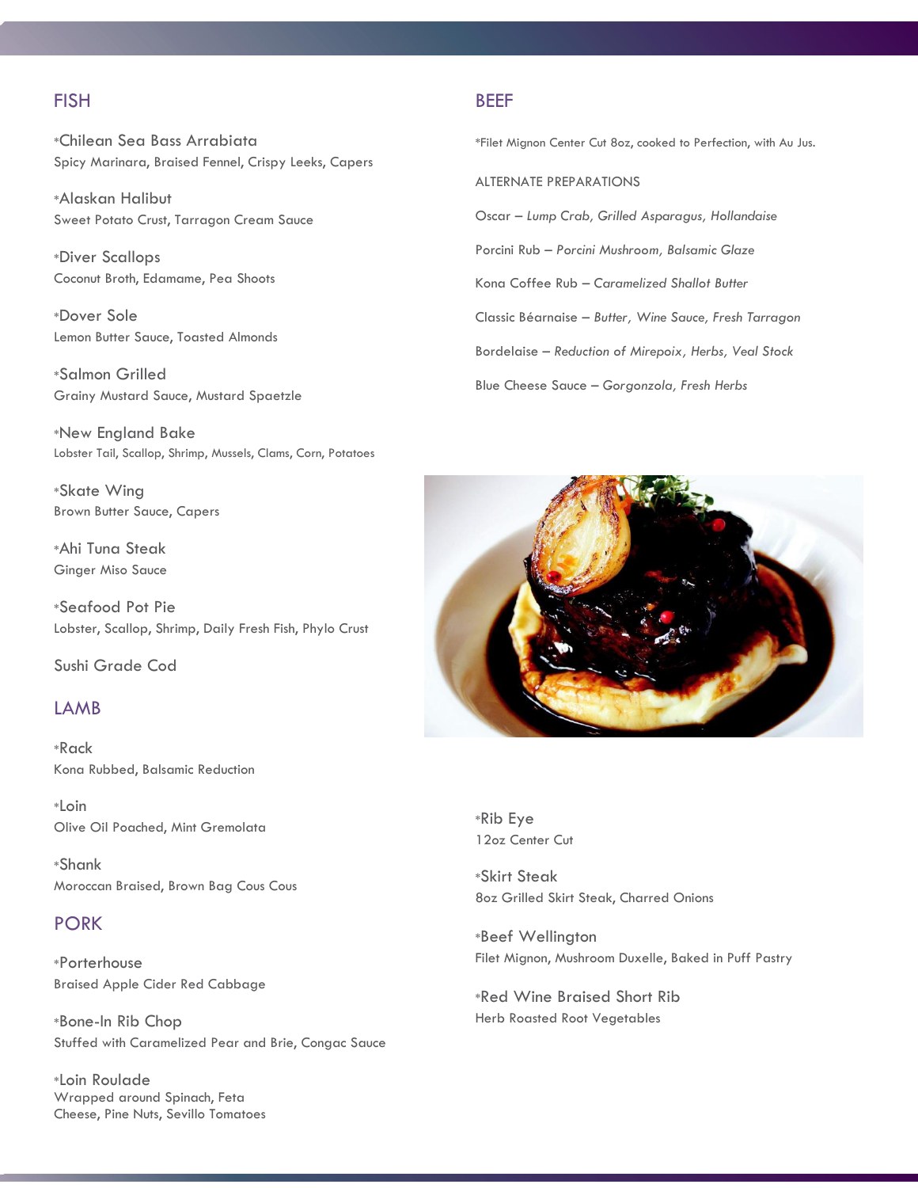## FISH

*Chilean Sea Bass Arrabiata
Spicy Marinara, Braised Fennel, Crispy Leeks, Capers

*Alaskan Halibut
Sweet Potato Crust, Tarragon Cream Sauce

*Diver Scallops
Coconut Broth, Edamame, Pea Shoots

*Dover Sole
Lemon Butter Sauce, Toasted Almonds

*Salmon Grilled
Grainy Mustard Sauce, Mustard Spaetzle

*New England Bake
Lobster Tail, Scallop, Shrimp, Mussels, Clams, Corn, Potatoes

*Skate Wing
Brown Butter Sauce, Capers

*Ahi Tuna Steak
Ginger Miso Sauce

*Seafood Pot Pie
Lobster, Scallop, Shrimp, Daily Fresh Fish, Phylo Crust

Sushi Grade Cod

## LAMB

*Rack
Kona Rubbed, Balsamic Reduction

*Loin
Olive Oil Poached, Mint Gremolata

*Shank
Moroccan Braised, Brown Bag Cous Cous

## PORK

*Porterhouse
Braised Apple Cider Red Cabbage

*Bone-In Rib Chop
Stuffed with Caramelized Pear and Brie, Congac Sauce

*Loin Roulade
Wrapped around Spinach, Feta
Cheese, Pine Nuts, Sevillo Tomatoes

## BEEF

*Filet Mignon Center Cut 8oz, cooked to Perfection, with Au Jus.

ALTERNATE PREPARATIONS

Oscar – *Lump Crab, Grilled Asparagus, Hollandaise*

Porcini Rub – *Porcini Mushroom, Balsamic Glaze*

Kona Coffee Rub – *Caramelized Shallot Butter*

Classic Béarnaise – *Butter, Wine Sauce, Fresh Tarragon*

Bordelaise – *Reduction of Mirepoix, Herbs, Veal Stock*

Blue Cheese Sauce – *Gorgonzola, Fresh Herbs*

*Rib Eye
12oz Center Cut

*Skirt Steak
8oz Grilled Skirt Steak, Charred Onions

*Beef Wellington
Filet Mignon, Mushroom Duxelle, Baked in Puff Pastry

*Red Wine Braised Short Rib
Herb Roasted Root Vegetables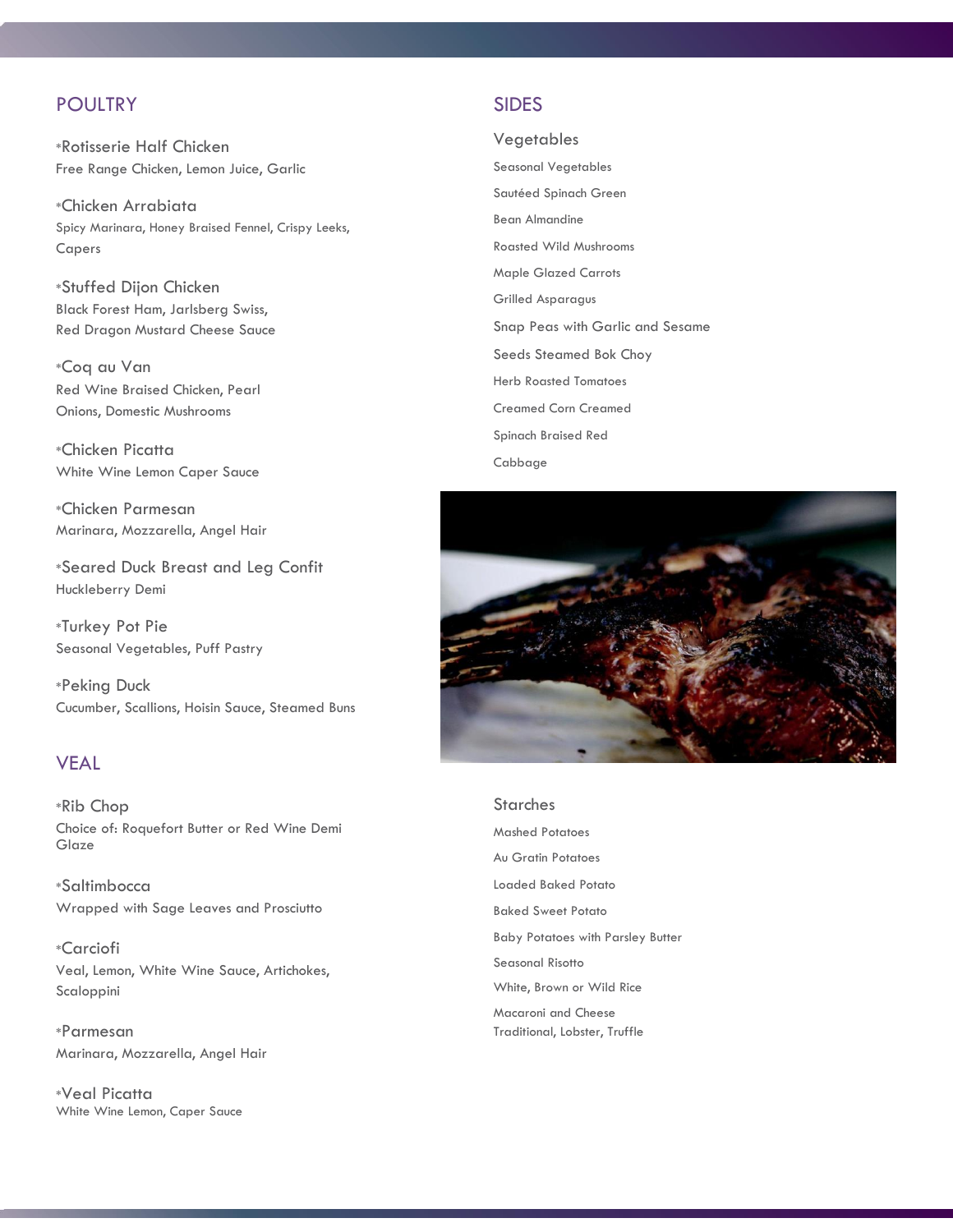## POULTRY

*Rotisserie Half Chicken
Free Range Chicken, Lemon Juice, Garlic

*Chicken Arrabiata
Spicy Marinara, Honey Braised Fennel, Crispy Leeks, Capers

*Stuffed Dijon Chicken
Black Forest Ham, Jarlsberg Swiss, Red Dragon Mustard Cheese Sauce

*Coq au Van
Red Wine Braised Chicken, Pearl Onions, Domestic Mushrooms

*Chicken Picatta
White Wine Lemon Caper Sauce

*Chicken Parmesan
Marinara, Mozzarella, Angel Hair

*Seared Duck Breast and Leg Confit
Huckleberry Demi

*Turkey Pot Pie
Seasonal Vegetables, Puff Pastry

*Peking Duck
Cucumber, Scallions, Hoisin Sauce, Steamed Buns

## VEAL

*Rib Chop
Choice of: Roquefort Butter or Red Wine Demi Glaze

*Saltimbocca
Wrapped with Sage Leaves and Prosciutto

*Carciofi
Veal, Lemon, White Wine Sauce, Artichokes, Scaloppini

*Parmesan
Marinara, Mozzarella, Angel Hair

*Veal Picatta
White Wine Lemon, Caper Sauce

## SIDES

### Vegetables

Seasonal Vegetables

Sautéed Spinach Green

Bean Almandine

Roasted Wild Mushrooms

Maple Glazed Carrots

Grilled Asparagus

Snap Peas with Garlic and Sesame

Seeds Steamed Bok Choy

Herb Roasted Tomatoes

Creamed Corn Creamed

Spinach Braised Red

Cabbage

### Starches

Mashed Potatoes

Au Gratin Potatoes

Loaded Baked Potato

Baked Sweet Potato

Baby Potatoes with Parsley Butter

Seasonal Risotto

White, Brown or Wild Rice

Macaroni and Cheese
Traditional, Lobster, Truffle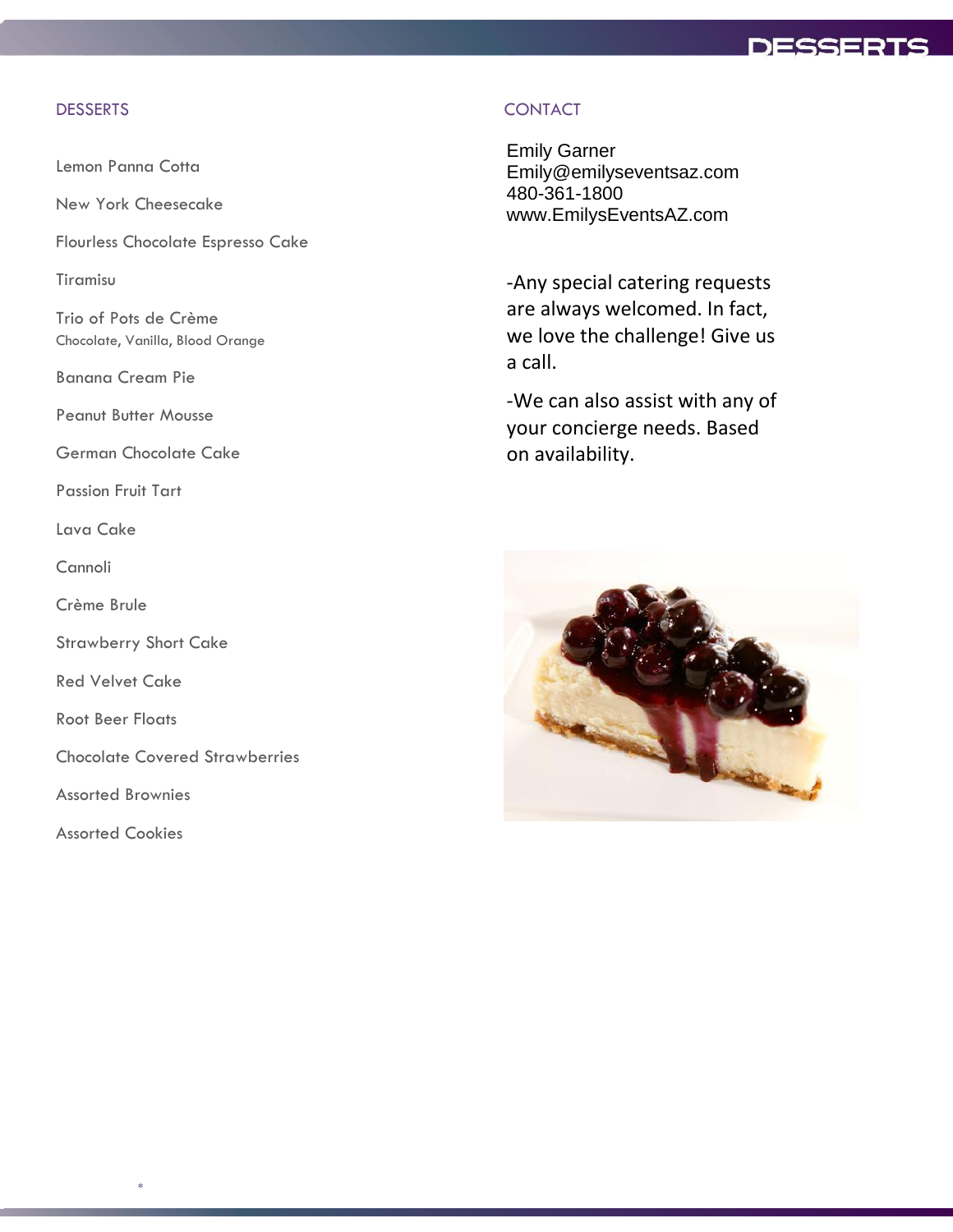# DESSERTS

## DESSERTS

Lemon Panna Cotta

New York Cheesecake

Flourless Chocolate Espresso Cake

Tiramisu

Trio of Pots de Crème
Chocolate, Vanilla, Blood Orange

Banana Cream Pie

Peanut Butter Mousse

German Chocolate Cake

Passion Fruit Tart

Lava Cake

Cannoli

Crème Brule

Strawberry Short Cake

Red Velvet Cake

Root Beer Floats

Chocolate Covered Strawberries

Assorted Brownies

Assorted Cookies

## CONTACT

Emily Garner
Emily@emilyseventsaz.com
480-361-1800
www.EmilysEventsAZ.com

-Any special catering requests are always welcomed. In fact, we love the challenge! Give us a call.

-We can also assist with any of your concierge needs. Based on availability.